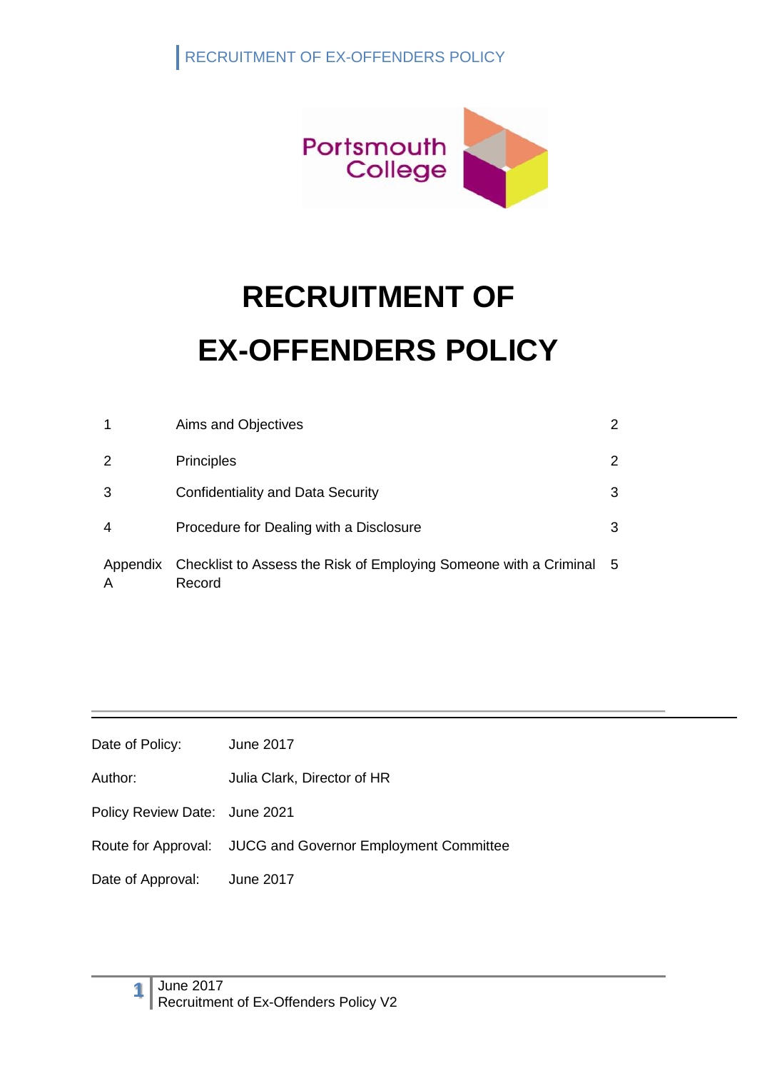Portsmouth College

# RECRUITMENT OF EX-OFFENDERS POLICY

| | | |
|---|---|---|
| 1 | Aims and Objectives | 2 |
| 2 | Principles | 2 |
| 3 | Confidentiality and Data Security | 3 |
| 4 | Procedure for Dealing with a Disclosure | 3 |
| Appendix A | Checklist to Assess the Risk of Employing Someone with a Criminal Record | 5 |

| | |
|---|---|
| Date of Policy: | June 2017 |
| Author: | Julia Clark, Director of HR |
| Policy Review Date: | June 2021 |
| Route for Approval: | JUCG and Governor Employment Committee |
| Date of Approval: | June 2017 |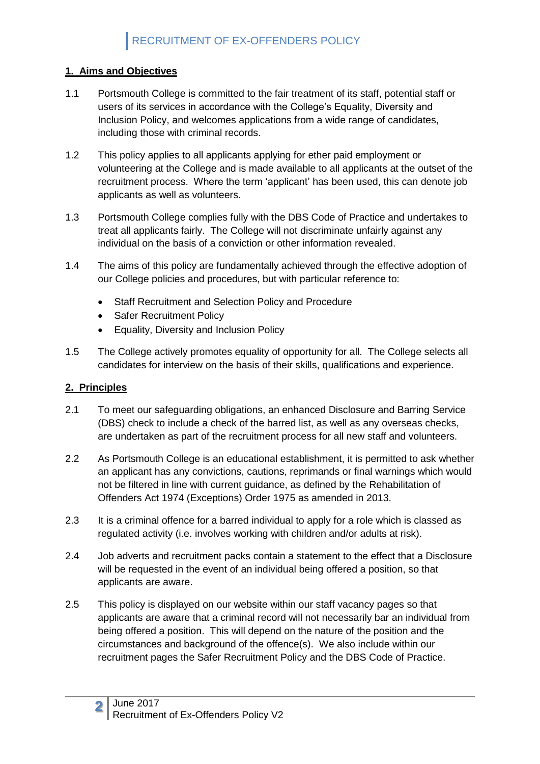# RECRUITMENT OF EX-OFFENDERS POLICY

## 1. Aims and Objectives

1.1 Portsmouth College is committed to the fair treatment of its staff, potential staff or users of its services in accordance with the College's Equality, Diversity and Inclusion Policy, and welcomes applications from a wide range of candidates, including those with criminal records.

1.2 This policy applies to all applicants applying for ether paid employment or volunteering at the College and is made available to all applicants at the outset of the recruitment process. Where the term 'applicant' has been used, this can denote job applicants as well as volunteers.

1.3 Portsmouth College complies fully with the DBS Code of Practice and undertakes to treat all applicants fairly. The College will not discriminate unfairly against any individual on the basis of a conviction or other information revealed.

1.4 The aims of this policy are fundamentally achieved through the effective adoption of our College policies and procedures, but with particular reference to:

- Staff Recruitment and Selection Policy and Procedure
- Safer Recruitment Policy
- Equality, Diversity and Inclusion Policy

1.5 The College actively promotes equality of opportunity for all. The College selects all candidates for interview on the basis of their skills, qualifications and experience.

## 2. Principles

2.1 To meet our safeguarding obligations, an enhanced Disclosure and Barring Service (DBS) check to include a check of the barred list, as well as any overseas checks, are undertaken as part of the recruitment process for all new staff and volunteers.

2.2 As Portsmouth College is an educational establishment, it is permitted to ask whether an applicant has any convictions, cautions, reprimands or final warnings which would not be filtered in line with current guidance, as defined by the Rehabilitation of Offenders Act 1974 (Exceptions) Order 1975 as amended in 2013.

2.3 It is a criminal offence for a barred individual to apply for a role which is classed as regulated activity (i.e. involves working with children and/or adults at risk).

2.4 Job adverts and recruitment packs contain a statement to the effect that a Disclosure will be requested in the event of an individual being offered a position, so that applicants are aware.

2.5 This policy is displayed on our website within our staff vacancy pages so that applicants are aware that a criminal record will not necessarily bar an individual from being offered a position. This will depend on the nature of the position and the circumstances and background of the offence(s). We also include within our recruitment pages the Safer Recruitment Policy and the DBS Code of Practice.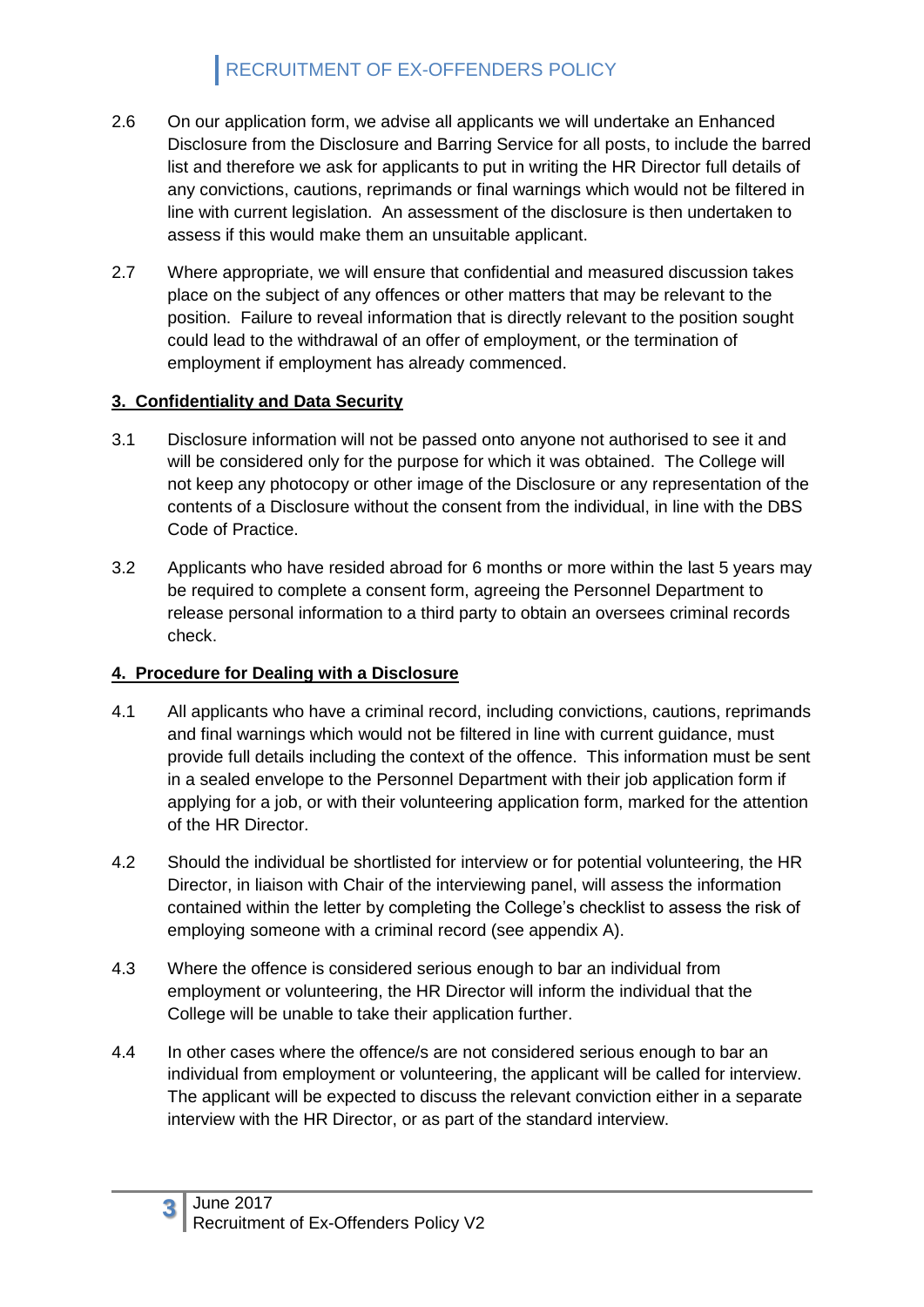2.6 On our application form, we advise all applicants we will undertake an Enhanced Disclosure from the Disclosure and Barring Service for all posts, to include the barred list and therefore we ask for applicants to put in writing the HR Director full details of any convictions, cautions, reprimands or final warnings which would not be filtered in line with current legislation. An assessment of the disclosure is then undertaken to assess if this would make them an unsuitable applicant.

2.7 Where appropriate, we will ensure that confidential and measured discussion takes place on the subject of any offences or other matters that may be relevant to the position. Failure to reveal information that is directly relevant to the position sought could lead to the withdrawal of an offer of employment, or the termination of employment if employment has already commenced.

## 3. Confidentiality and Data Security

3.1 Disclosure information will not be passed onto anyone not authorised to see it and will be considered only for the purpose for which it was obtained. The College will not keep any photocopy or other image of the Disclosure or any representation of the contents of a Disclosure without the consent from the individual, in line with the DBS Code of Practice.

3.2 Applicants who have resided abroad for 6 months or more within the last 5 years may be required to complete a consent form, agreeing the Personnel Department to release personal information to a third party to obtain an oversees criminal records check.

## 4. Procedure for Dealing with a Disclosure

4.1 All applicants who have a criminal record, including convictions, cautions, reprimands and final warnings which would not be filtered in line with current guidance, must provide full details including the context of the offence. This information must be sent in a sealed envelope to the Personnel Department with their job application form if applying for a job, or with their volunteering application form, marked for the attention of the HR Director.

4.2 Should the individual be shortlisted for interview or for potential volunteering, the HR Director, in liaison with Chair of the interviewing panel, will assess the information contained within the letter by completing the College's checklist to assess the risk of employing someone with a criminal record (see appendix A).

4.3 Where the offence is considered serious enough to bar an individual from employment or volunteering, the HR Director will inform the individual that the College will be unable to take their application further.

4.4 In other cases where the offence/s are not considered serious enough to bar an individual from employment or volunteering, the applicant will be called for interview. The applicant will be expected to discuss the relevant conviction either in a separate interview with the HR Director, or as part of the standard interview.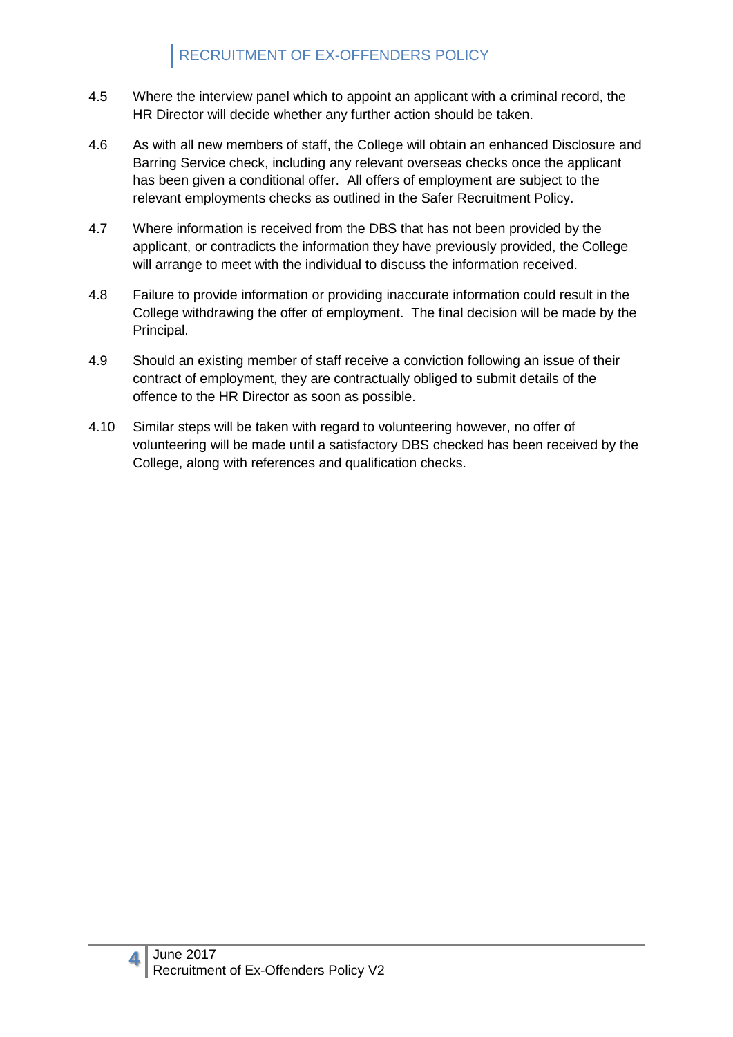4.5 Where the interview panel which to appoint an applicant with a criminal record, the HR Director will decide whether any further action should be taken.

4.6 As with all new members of staff, the College will obtain an enhanced Disclosure and Barring Service check, including any relevant overseas checks once the applicant has been given a conditional offer. All offers of employment are subject to the relevant employments checks as outlined in the Safer Recruitment Policy.

4.7 Where information is received from the DBS that has not been provided by the applicant, or contradicts the information they have previously provided, the College will arrange to meet with the individual to discuss the information received.

4.8 Failure to provide information or providing inaccurate information could result in the College withdrawing the offer of employment. The final decision will be made by the Principal.

4.9 Should an existing member of staff receive a conviction following an issue of their contract of employment, they are contractually obliged to submit details of the offence to the HR Director as soon as possible.

4.10 Similar steps will be taken with regard to volunteering however, no offer of volunteering will be made until a satisfactory DBS checked has been received by the College, along with references and qualification checks.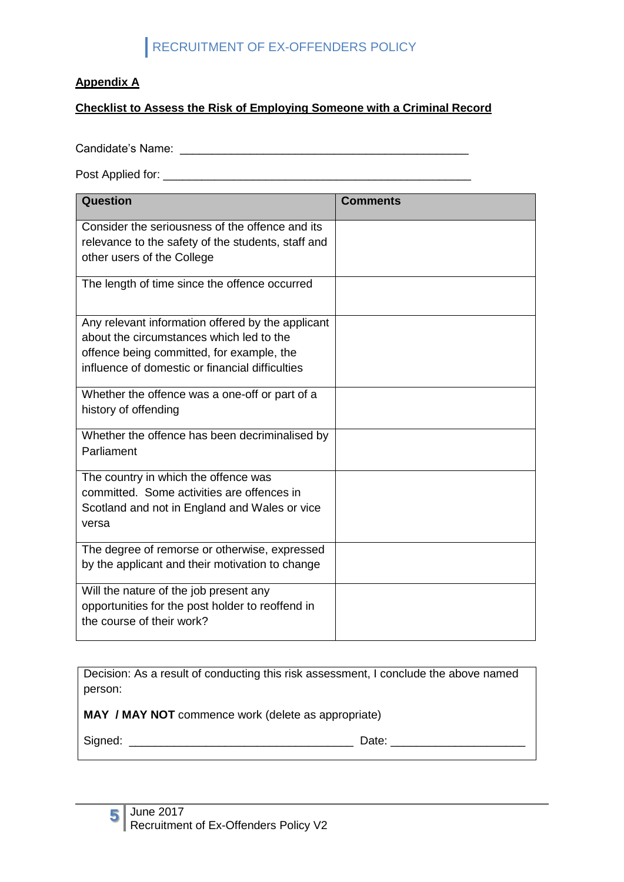**Appendix A**

**Checklist to Assess the Risk of Employing Someone with a Criminal Record**

Candidate's Name: _____________________________________________

Post Applied for: ________________________________________________

| Question | Comments |
|---|---|
| Consider the seriousness of the offence and its relevance to the safety of the students, staff and other users of the College | |
| The length of time since the offence occurred | |
| Any relevant information offered by the applicant about the circumstances which led to the offence being committed, for example, the influence of domestic or financial difficulties | |
| Whether the offence was a one-off or part of a history of offending | |
| Whether the offence has been decriminalised by Parliament | |
| The country in which the offence was committed. Some activities are offences in Scotland and not in England and Wales or vice versa | |
| The degree of remorse or otherwise, expressed by the applicant and their motivation to change | |
| Will the nature of the job present any opportunities for the post holder to reoffend in the course of their work? | |

Decision: As a result of conducting this risk assessment, I conclude the above named person:

**MAY / MAY NOT** commence work (delete as appropriate)

Signed: ___________________________________ Date: ____________________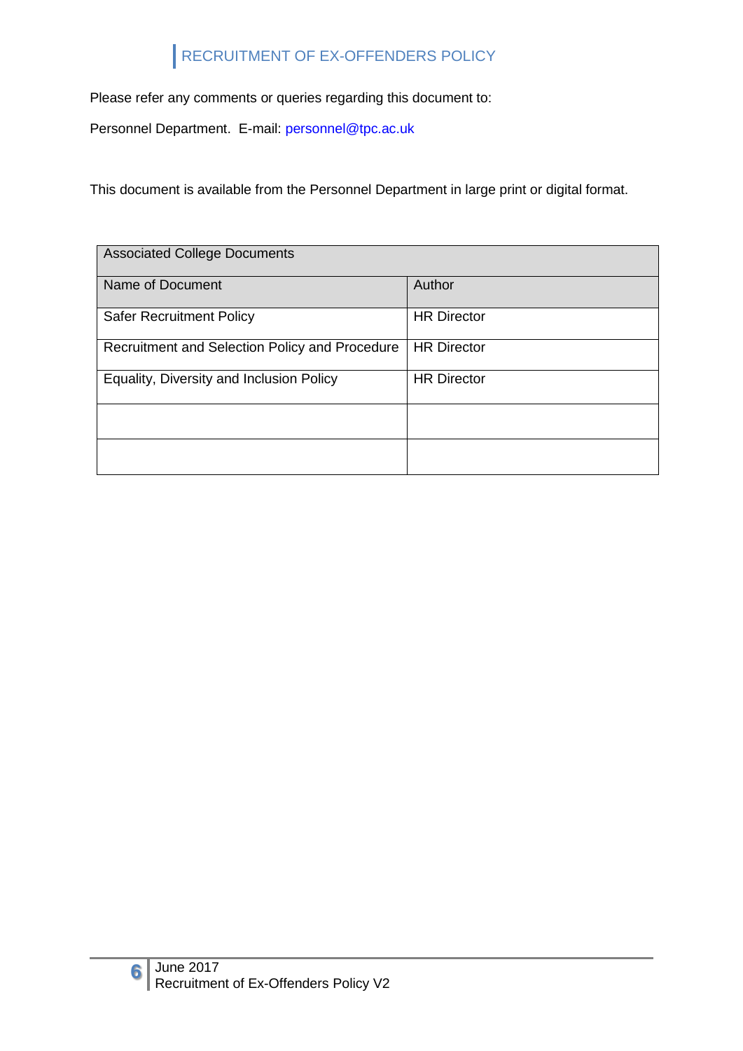Please refer any comments or queries regarding this document to:

Personnel Department. E-mail: personnel@tpc.ac.uk

This document is available from the Personnel Department in large print or digital format.

| Associated College Documents | |
|---|---|
| Name of Document | Author |
| Safer Recruitment Policy | HR Director |
| Recruitment and Selection Policy and Procedure | HR Director |
| Equality, Diversity and Inclusion Policy | HR Director |
| | |
| | |